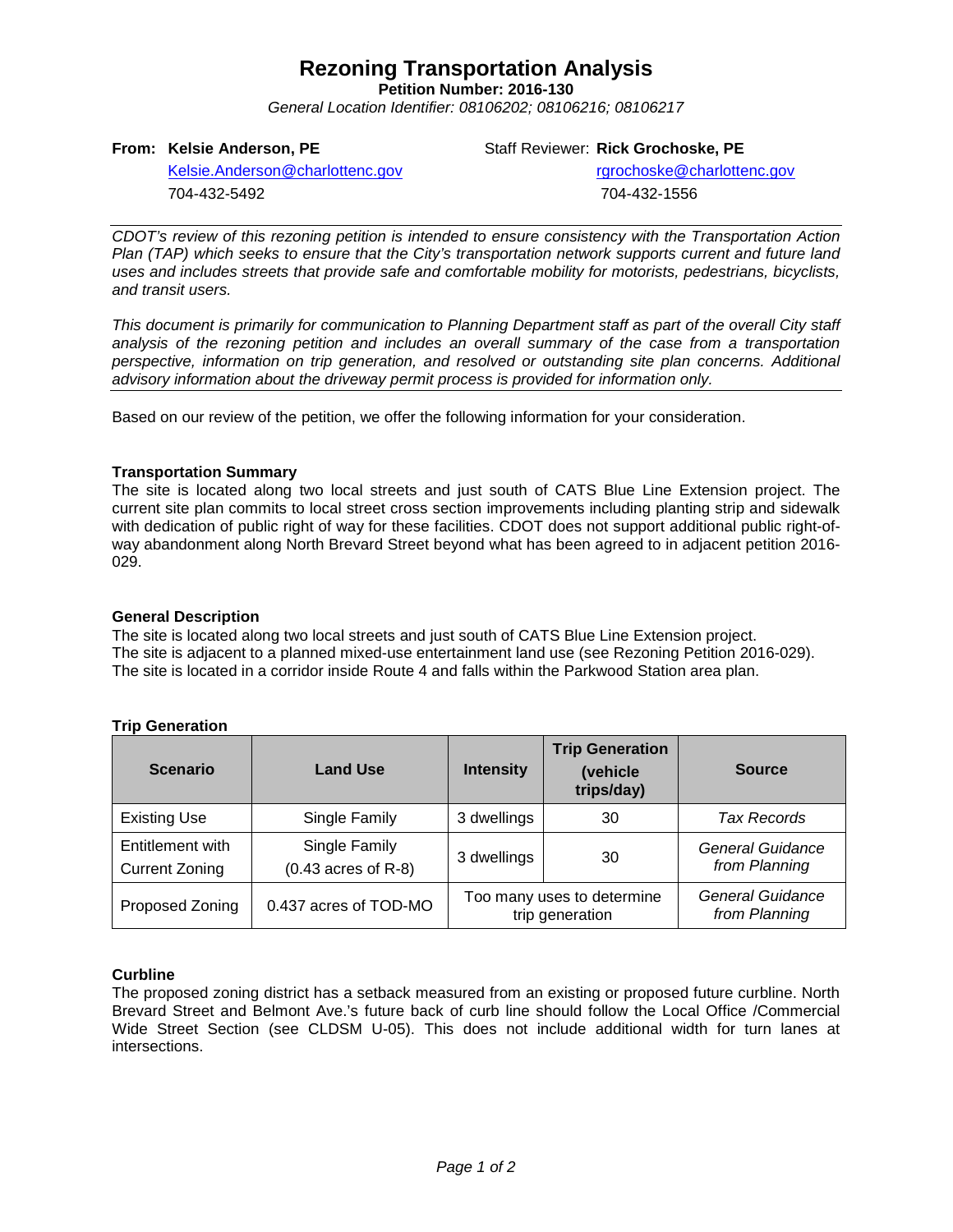# Rezoning Transportation Analysis

**Petition Number: 2016-130**

*General Location Identifier: 08106202; 08106216; 08106217*

**From: Kelsie Anderson, PE**
Kelsie.Anderson@charlottenc.gov
704-432-5492

Staff Reviewer: **Rick Grochoske, PE**
rgrochoske@charlottenc.gov
704-432-1556

---

*CDOT's review of this rezoning petition is intended to ensure consistency with the Transportation Action Plan (TAP) which seeks to ensure that the City's transportation network supports current and future land uses and includes streets that provide safe and comfortable mobility for motorists, pedestrians, bicyclists, and transit users.*

*This document is primarily for communication to Planning Department staff as part of the overall City staff analysis of the rezoning petition and includes an overall summary of the case from a transportation perspective, information on trip generation, and resolved or outstanding site plan concerns. Additional advisory information about the driveway permit process is provided for information only.*

---

Based on our review of the petition, we offer the following information for your consideration.

### Transportation Summary

The site is located along two local streets and just south of CATS Blue Line Extension project. The current site plan commits to local street cross section improvements including planting strip and sidewalk with dedication of public right of way for these facilities. CDOT does not support additional public right-of-way abandonment along North Brevard Street beyond what has been agreed to in adjacent petition 2016-029.

### General Description

The site is located along two local streets and just south of CATS Blue Line Extension project.
The site is adjacent to a planned mixed-use entertainment land use (see Rezoning Petition 2016-029).
The site is located in a corridor inside Route 4 and falls within the Parkwood Station area plan.

### Trip Generation

| Scenario | Land Use | Intensity | Trip Generation (vehicle trips/day) | Source |
|---|---|---|---|---|
| Existing Use | Single Family | 3 dwellings | 30 | *Tax Records* |
| Entitlement with Current Zoning | Single Family (0.43 acres of R-8) | 3 dwellings | 30 | *General Guidance from Planning* |
| Proposed Zoning | 0.437 acres of TOD-MO | Too many uses to determine trip generation | | *General Guidance from Planning* |

### Curbline

The proposed zoning district has a setback measured from an existing or proposed future curbline. North Brevard Street and Belmont Ave.'s future back of curb line should follow the Local Office /Commercial Wide Street Section (see CLDSM U-05). This does not include additional width for turn lanes at intersections.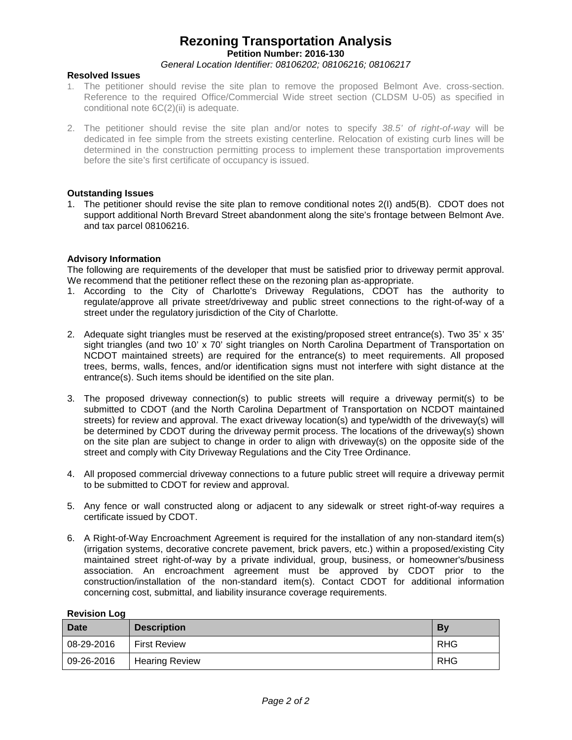# Rezoning Transportation Analysis

**Petition Number: 2016-130**

*General Location Identifier: 08106202; 08106216; 08106217*

### Resolved Issues

1. The petitioner should revise the site plan to remove the proposed Belmont Ave. cross-section. Reference to the required Office/Commercial Wide street section (CLDSM U-05) as specified in conditional note 6C(2)(ii) is adequate.

2. The petitioner should revise the site plan and/or notes to specify *38.5' of right-of-way* will be dedicated in fee simple from the streets existing centerline. Relocation of existing curb lines will be determined in the construction permitting process to implement these transportation improvements before the site's first certificate of occupancy is issued.

### Outstanding Issues

1. The petitioner should revise the site plan to remove conditional notes 2(I) and5(B). CDOT does not support additional North Brevard Street abandonment along the site's frontage between Belmont Ave. and tax parcel 08106216.

### Advisory Information

The following are requirements of the developer that must be satisfied prior to driveway permit approval. We recommend that the petitioner reflect these on the rezoning plan as-appropriate.

1. According to the City of Charlotte's Driveway Regulations, CDOT has the authority to regulate/approve all private street/driveway and public street connections to the right-of-way of a street under the regulatory jurisdiction of the City of Charlotte.

2. Adequate sight triangles must be reserved at the existing/proposed street entrance(s). Two 35' x 35' sight triangles (and two 10' x 70' sight triangles on North Carolina Department of Transportation on NCDOT maintained streets) are required for the entrance(s) to meet requirements. All proposed trees, berms, walls, fences, and/or identification signs must not interfere with sight distance at the entrance(s). Such items should be identified on the site plan.

3. The proposed driveway connection(s) to public streets will require a driveway permit(s) to be submitted to CDOT (and the North Carolina Department of Transportation on NCDOT maintained streets) for review and approval. The exact driveway location(s) and type/width of the driveway(s) will be determined by CDOT during the driveway permit process. The locations of the driveway(s) shown on the site plan are subject to change in order to align with driveway(s) on the opposite side of the street and comply with City Driveway Regulations and the City Tree Ordinance.

4. All proposed commercial driveway connections to a future public street will require a driveway permit to be submitted to CDOT for review and approval.

5. Any fence or wall constructed along or adjacent to any sidewalk or street right-of-way requires a certificate issued by CDOT.

6. A Right-of-Way Encroachment Agreement is required for the installation of any non-standard item(s) (irrigation systems, decorative concrete pavement, brick pavers, etc.) within a proposed/existing City maintained street right-of-way by a private individual, group, business, or homeowner's/business association. An encroachment agreement must be approved by CDOT prior to the construction/installation of the non-standard item(s). Contact CDOT for additional information concerning cost, submittal, and liability insurance coverage requirements.

### Revision Log

| Date | Description | By |
|---|---|---|
| 08-29-2016 | First Review | RHG |
| 09-26-2016 | Hearing Review | RHG |